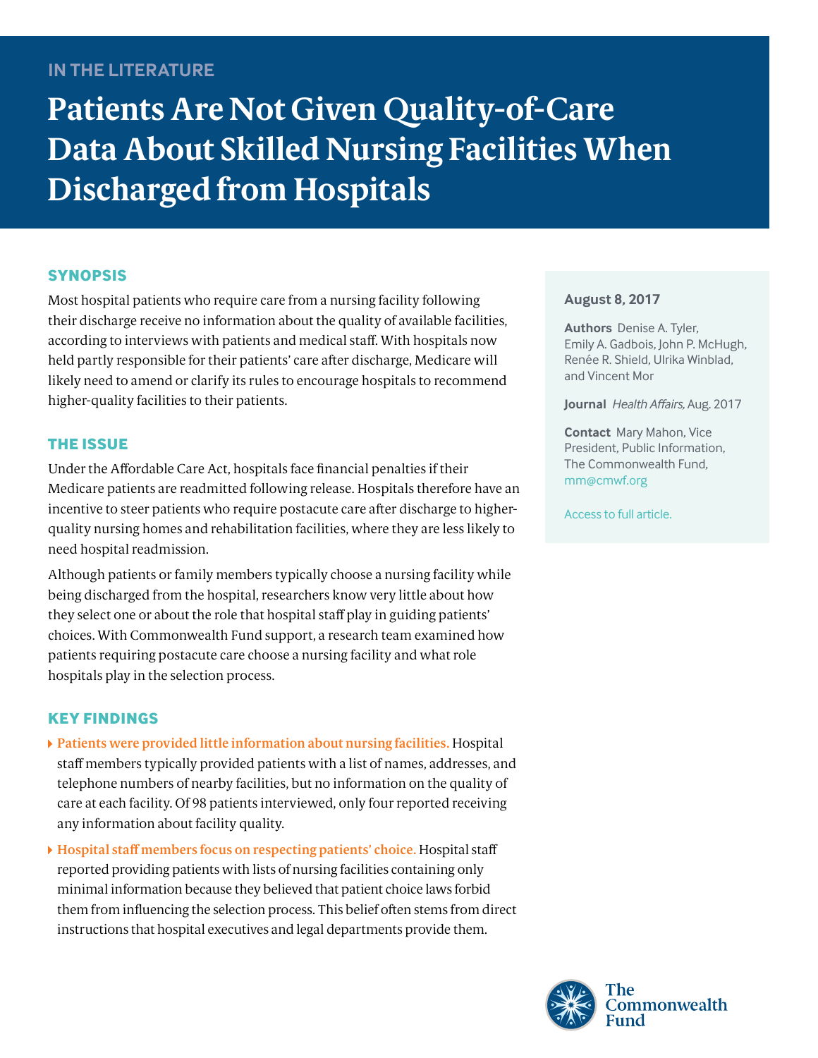IN THE LITERATURE

# Patients Are Not Given Quality-of-Care Data About Skilled Nursing Facilities When Discharged from Hospitals

## SYNOPSIS

Most hospital patients who require care from a nursing facility following their discharge receive no information about the quality of available facilities, according to interviews with patients and medical staff. With hospitals now held partly responsible for their patients' care after discharge, Medicare will likely need to amend or clarify its rules to encourage hospitals to recommend higher-quality facilities to their patients.

## THE ISSUE

Under the Affordable Care Act, hospitals face financial penalties if their Medicare patients are readmitted following release. Hospitals therefore have an incentive to steer patients who require postacute care after discharge to higher-quality nursing homes and rehabilitation facilities, where they are less likely to need hospital readmission.

Although patients or family members typically choose a nursing facility while being discharged from the hospital, researchers know very little about how they select one or about the role that hospital staff play in guiding patients' choices. With Commonwealth Fund support, a research team examined how patients requiring postacute care choose a nursing facility and what role hospitals play in the selection process.

## KEY FINDINGS

- **Patients were provided little information about nursing facilities.** Hospital staff members typically provided patients with a list of names, addresses, and telephone numbers of nearby facilities, but no information on the quality of care at each facility. Of 98 patients interviewed, only four reported receiving any information about facility quality.
- **Hospital staff members focus on respecting patients' choice.** Hospital staff reported providing patients with lists of nursing facilities containing only minimal information because they believed that patient choice laws forbid them from influencing the selection process. This belief often stems from direct instructions that hospital executives and legal departments provide them.

**August 8, 2017**

**Authors** Denise A. Tyler, Emily A. Gadbois, John P. McHugh, Renée R. Shield, Ulrika Winblad, and Vincent Mor

**Journal** *Health Affairs,* Aug. 2017

**Contact** Mary Mahon, Vice President, Public Information, The Commonwealth Fund, mm@cmwf.org

Access to full article.

The Commonwealth Fund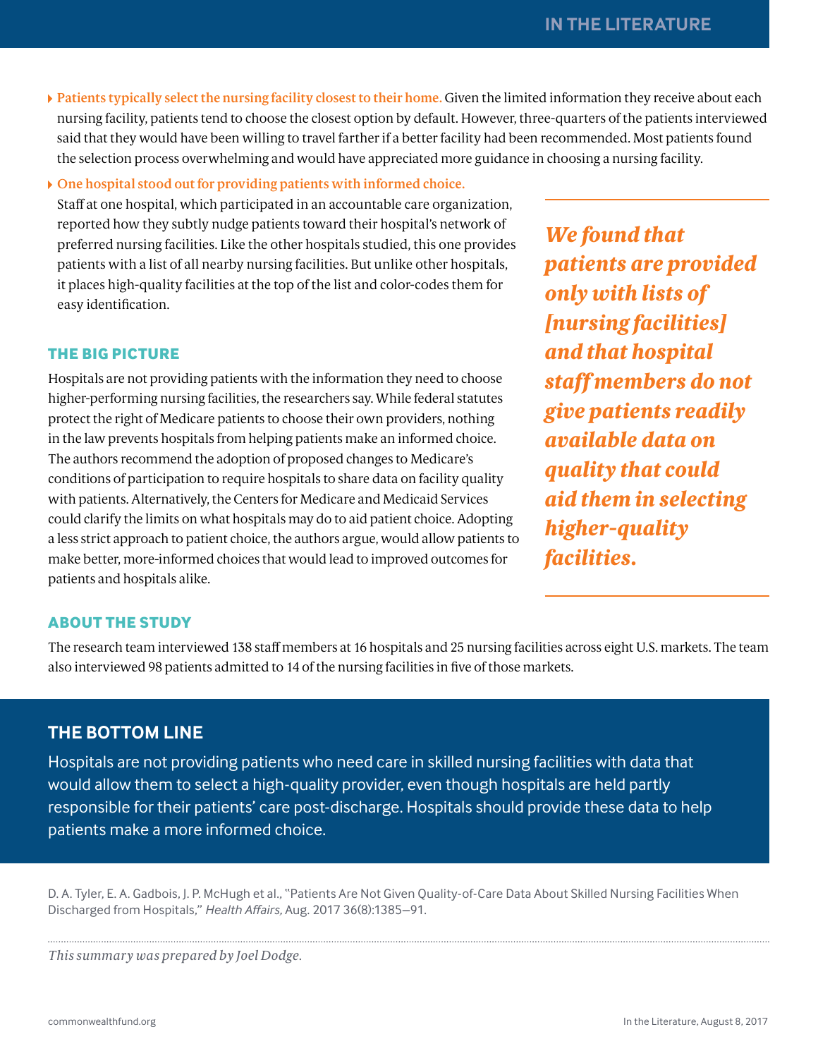- **Patients typically select the nursing facility closest to their home.** Given the limited information they receive about each nursing facility, patients tend to choose the closest option by default. However, three-quarters of the patients interviewed said that they would have been willing to travel farther if a better facility had been recommended. Most patients found the selection process overwhelming and would have appreciated more guidance in choosing a nursing facility.
- **One hospital stood out for providing patients with informed choice.** Staff at one hospital, which participated in an accountable care organization, reported how they subtly nudge patients toward their hospital's network of preferred nursing facilities. Like the other hospitals studied, this one provides patients with a list of all nearby nursing facilities. But unlike other hospitals, it places high-quality facilities at the top of the list and color-codes them for easy identification.

> *We found that patients are provided only with lists of [nursing facilities] and that hospital staff members do not give patients readily available data on quality that could aid them in selecting higher-quality facilities.*

## THE BIG PICTURE

Hospitals are not providing patients with the information they need to choose higher-performing nursing facilities, the researchers say. While federal statutes protect the right of Medicare patients to choose their own providers, nothing in the law prevents hospitals from helping patients make an informed choice. The authors recommend the adoption of proposed changes to Medicare's conditions of participation to require hospitals to share data on facility quality with patients. Alternatively, the Centers for Medicare and Medicaid Services could clarify the limits on what hospitals may do to aid patient choice. Adopting a less strict approach to patient choice, the authors argue, would allow patients to make better, more-informed choices that would lead to improved outcomes for patients and hospitals alike.

## ABOUT THE STUDY

The research team interviewed 138 staff members at 16 hospitals and 25 nursing facilities across eight U.S. markets. The team also interviewed 98 patients admitted to 14 of the nursing facilities in five of those markets.

## THE BOTTOM LINE

Hospitals are not providing patients who need care in skilled nursing facilities with data that would allow them to select a high-quality provider, even though hospitals are held partly responsible for their patients' care post-discharge. Hospitals should provide these data to help patients make a more informed choice.

D. A. Tyler, E. A. Gadbois, J. P. McHugh et al., "Patients Are Not Given Quality-of-Care Data About Skilled Nursing Facilities When Discharged from Hospitals," *Health Affairs,* Aug. 2017 36(8):1385–91.

*This summary was prepared by Joel Dodge.*